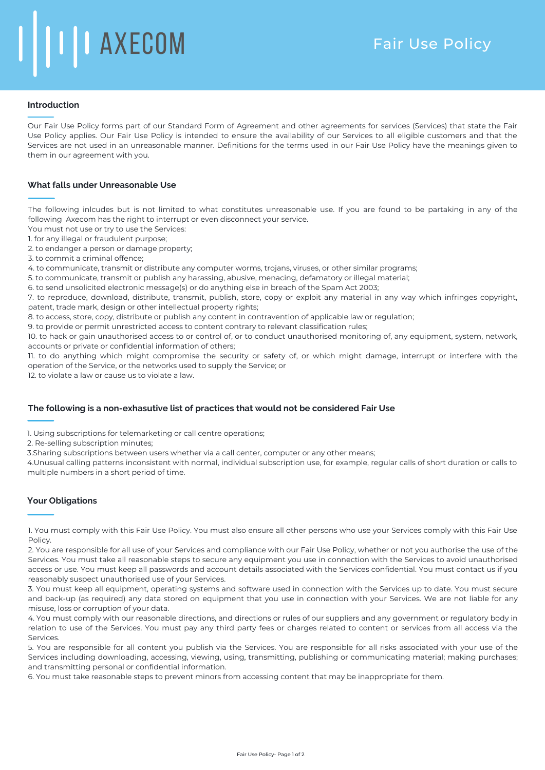AXECOM

# Fair Use Policy

## Introduction

Our Fair Use Policy forms part of our Standard Form of Agreement and other agreements for services (Services) that state the Fair Use Policy applies. Our Fair Use Policy is intended to ensure the availability of our Services to all eligible customers and that the Services are not used in an unreasonable manner. Definitions for the terms used in our Fair Use Policy have the meanings given to them in our agreement with you.

## What falls under Unreasonable Use

The following inlcudes but is not limited to what constitutes unreasonable use. If you are found to be partaking in any of the following Axecom has the right to interrupt or even disconnect your service.
You must not use or try to use the Services:

1. for any illegal or fraudulent purpose;
2. to endanger a person or damage property;
3. to commit a criminal offence;
4. to communicate, transmit or distribute any computer worms, trojans, viruses, or other similar programs;
5. to communicate, transmit or publish any harassing, abusive, menacing, defamatory or illegal material;
6. to send unsolicited electronic message(s) or do anything else in breach of the Spam Act 2003;
7. to reproduce, download, distribute, transmit, publish, store, copy or exploit any material in any way which infringes copyright, patent, trade mark, design or other intellectual property rights;
8. to access, store, copy, distribute or publish any content in contravention of applicable law or regulation;
9. to provide or permit unrestricted access to content contrary to relevant classification rules;
10. to hack or gain unauthorised access to or control of, or to conduct unauthorised monitoring of, any equipment, system, network, accounts or private or confidential information of others;
11. to do anything which might compromise the security or safety of, or which might damage, interrupt or interfere with the operation of the Service, or the networks used to supply the Service; or
12. to violate a law or cause us to violate a law.

## The following is a non-exhaustive list of practices that would not be considered Fair Use

1. Using subscriptions for telemarketing or call centre operations;
2. Re-selling subscription minutes;
3. Sharing subscriptions between users whether via a call center, computer or any other means;
4. Unusual calling patterns inconsistent with normal, individual subscription use, for example, regular calls of short duration or calls to multiple numbers in a short period of time.

## Your Obligations

1. You must comply with this Fair Use Policy. You must also ensure all other persons who use your Services comply with this Fair Use Policy.
2. You are responsible for all use of your Services and compliance with our Fair Use Policy, whether or not you authorise the use of the Services. You must take all reasonable steps to secure any equipment you use in connection with the Services to avoid unauthorised access or use. You must keep all passwords and account details associated with the Services confidential. You must contact us if you reasonably suspect unauthorised use of your Services.
3. You must keep all equipment, operating systems and software used in connection with the Services up to date. You must secure and back-up (as required) any data stored on equipment that you use in connection with your Services. We are not liable for any misuse, loss or corruption of your data.
4. You must comply with our reasonable directions, and directions or rules of our suppliers and any government or regulatory body in relation to use of the Services. You must pay any third party fees or charges related to content or services from all access via the Services.
5. You are responsible for all content you publish via the Services. You are responsible for all risks associated with your use of the Services including downloading, accessing, viewing, using, transmitting, publishing or communicating material; making purchases; and transmitting personal or confidential information.
6. You must take reasonable steps to prevent minors from accessing content that may be inappropriate for them.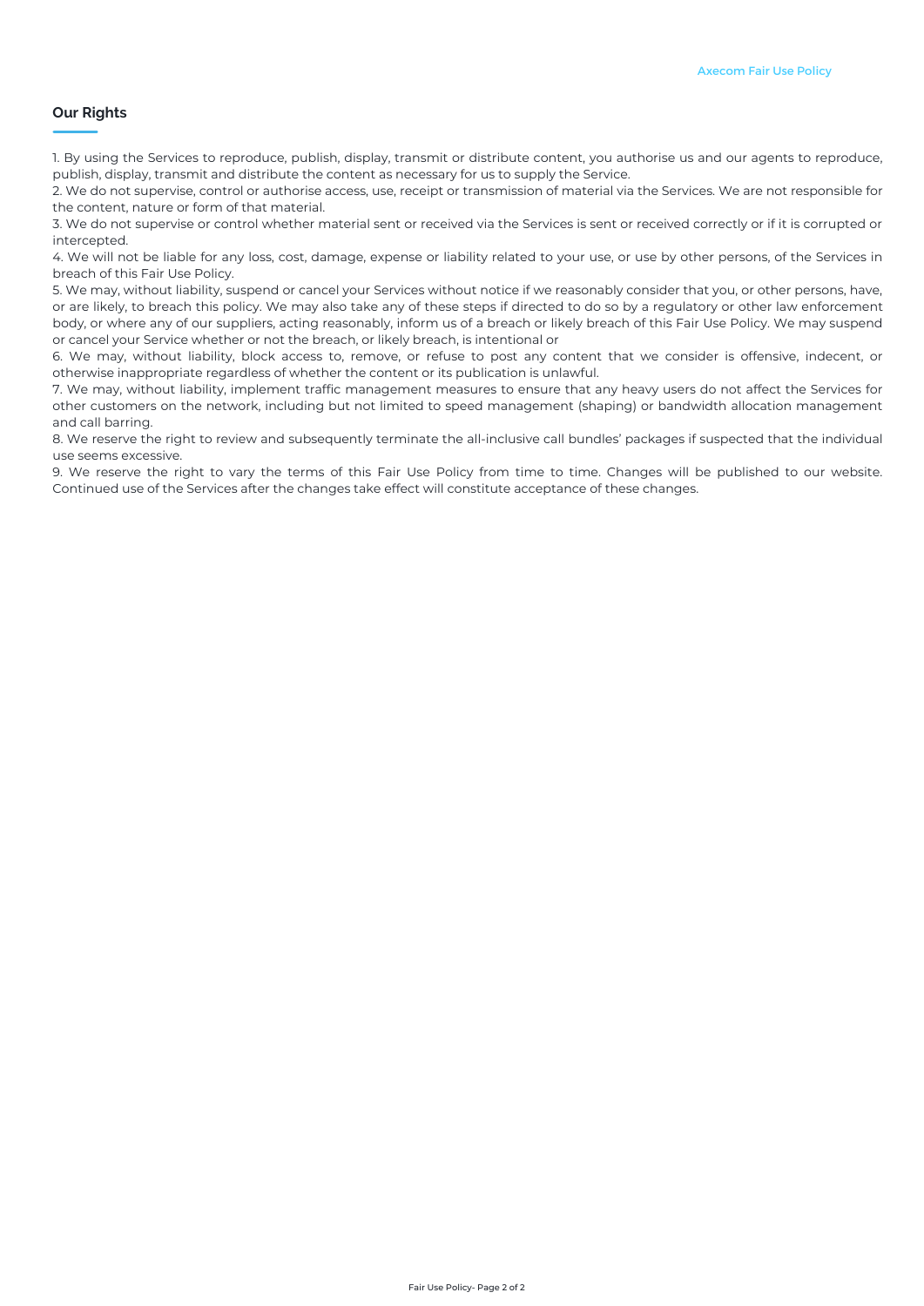## Our Rights

1. By using the Services to reproduce, publish, display, transmit or distribute content, you authorise us and our agents to reproduce, publish, display, transmit and distribute the content as necessary for us to supply the Service.
2. We do not supervise, control or authorise access, use, receipt or transmission of material via the Services. We are not responsible for the content, nature or form of that material.
3. We do not supervise or control whether material sent or received via the Services is sent or received correctly or if it is corrupted or intercepted.
4. We will not be liable for any loss, cost, damage, expense or liability related to your use, or use by other persons, of the Services in breach of this Fair Use Policy.
5. We may, without liability, suspend or cancel your Services without notice if we reasonably consider that you, or other persons, have, or are likely, to breach this policy. We may also take any of these steps if directed to do so by a regulatory or other law enforcement body, or where any of our suppliers, acting reasonably, inform us of a breach or likely breach of this Fair Use Policy. We may suspend or cancel your Service whether or not the breach, or likely breach, is intentional or
6. We may, without liability, block access to, remove, or refuse to post any content that we consider is offensive, indecent, or otherwise inappropriate regardless of whether the content or its publication is unlawful.
7. We may, without liability, implement traffic management measures to ensure that any heavy users do not affect the Services for other customers on the network, including but not limited to speed management (shaping) or bandwidth allocation management and call barring.
8. We reserve the right to review and subsequently terminate the all-inclusive call bundles' packages if suspected that the individual use seems excessive.
9. We reserve the right to vary the terms of this Fair Use Policy from time to time. Changes will be published to our website. Continued use of the Services after the changes take effect will constitute acceptance of these changes.